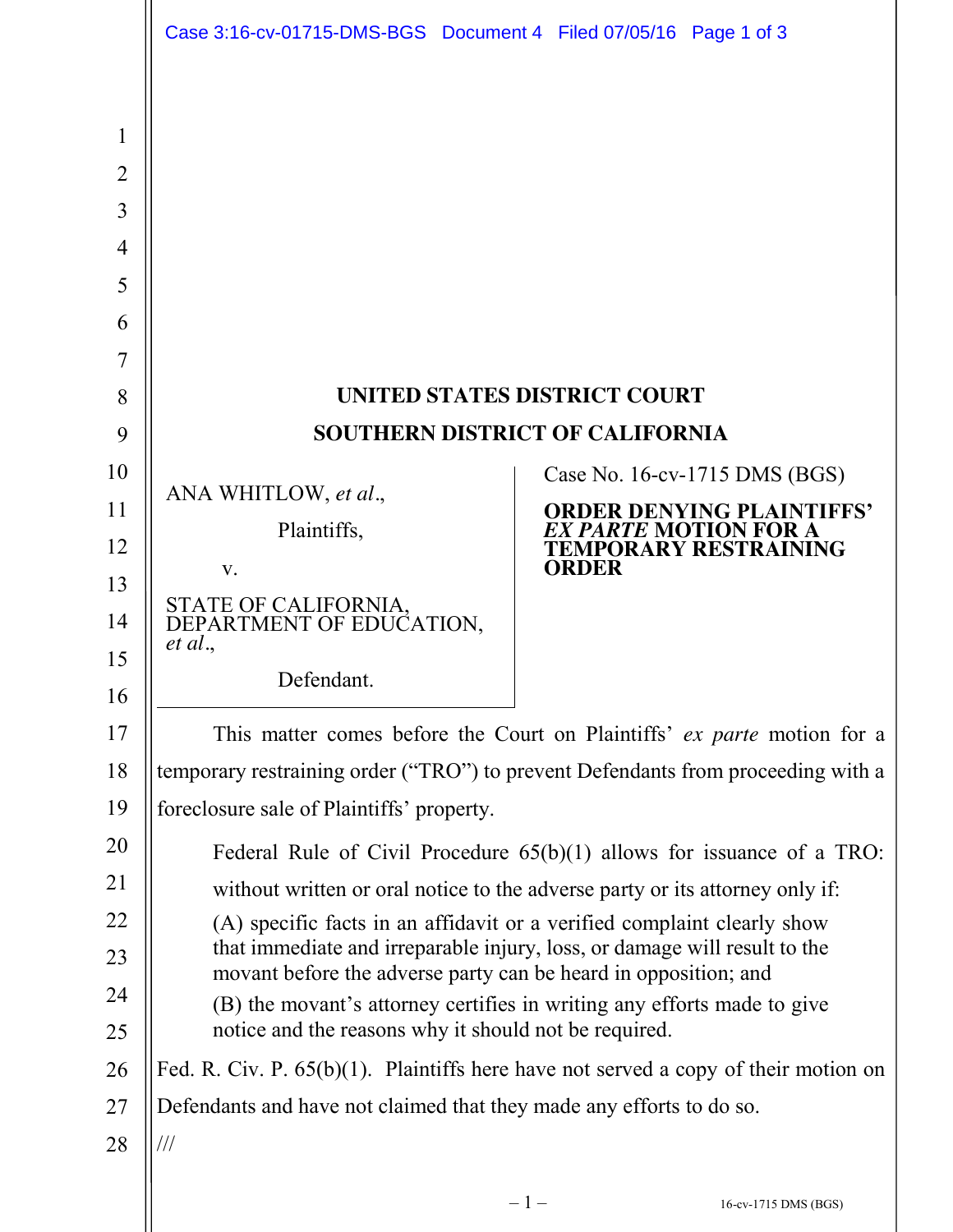**UNITED STATES DISTRICT COURT**

**SOUTHERN DISTRICT OF CALIFORNIA**

ANA WHITLOW, *et al*.,

Plaintiffs,

v.

STATE OF CALIFORNIA, DEPARTMENT OF EDUCATION, *et al*.,

Defendant.

Case No. 16-cv-1715 DMS (BGS)

**ORDER DENYING PLAINTIFFS' *EX PARTE* MOTION FOR A TEMPORARY RESTRAINING ORDER**

This matter comes before the Court on Plaintiffs' *ex parte* motion for a temporary restraining order ("TRO") to prevent Defendants from proceeding with a foreclosure sale of Plaintiffs' property.

Federal Rule of Civil Procedure 65(b)(1) allows for issuance of a TRO:

> without written or oral notice to the adverse party or its attorney only if:
>
> (A) specific facts in an affidavit or a verified complaint clearly show that immediate and irreparable injury, loss, or damage will result to the movant before the adverse party can be heard in opposition; and
>
> (B) the movant's attorney certifies in writing any efforts made to give notice and the reasons why it should not be required.

Fed. R. Civ. P. 65(b)(1). Plaintiffs here have not served a copy of their motion on Defendants and have not claimed that they made any efforts to do so.

///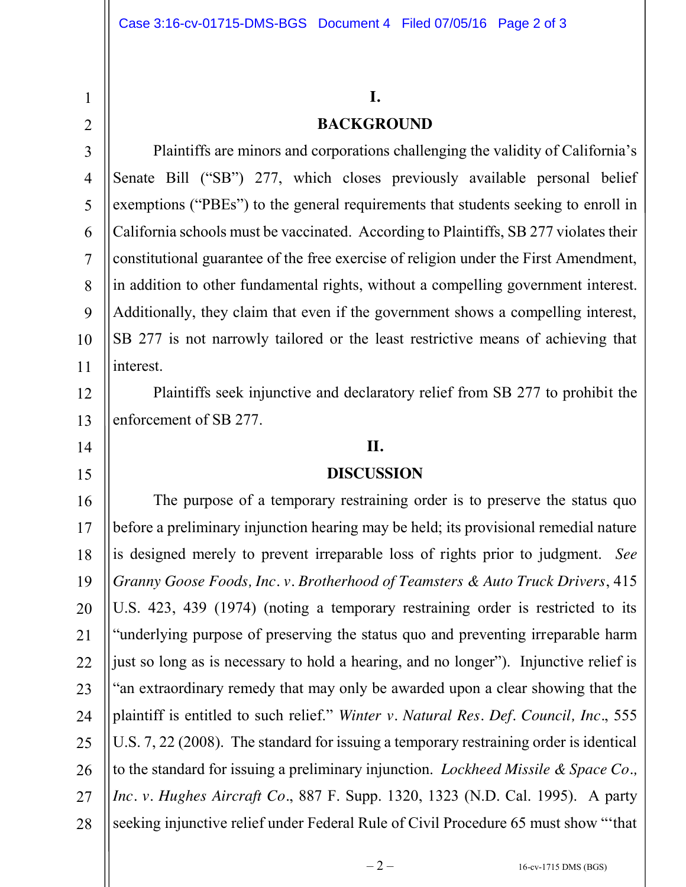## I.

## BACKGROUND

Plaintiffs are minors and corporations challenging the validity of California's Senate Bill ("SB") 277, which closes previously available personal belief exemptions ("PBEs") to the general requirements that students seeking to enroll in California schools must be vaccinated. According to Plaintiffs, SB 277 violates their constitutional guarantee of the free exercise of religion under the First Amendment, in addition to other fundamental rights, without a compelling government interest. Additionally, they claim that even if the government shows a compelling interest, SB 277 is not narrowly tailored or the least restrictive means of achieving that interest.

Plaintiffs seek injunctive and declaratory relief from SB 277 to prohibit the enforcement of SB 277.

## II.

## DISCUSSION

The purpose of a temporary restraining order is to preserve the status quo before a preliminary injunction hearing may be held; its provisional remedial nature is designed merely to prevent irreparable loss of rights prior to judgment. *See Granny Goose Foods, Inc. v. Brotherhood of Teamsters & Auto Truck Drivers*, 415 U.S. 423, 439 (1974) (noting a temporary restraining order is restricted to its "underlying purpose of preserving the status quo and preventing irreparable harm just so long as is necessary to hold a hearing, and no longer"). Injunctive relief is "an extraordinary remedy that may only be awarded upon a clear showing that the plaintiff is entitled to such relief." *Winter v. Natural Res. Def. Council, Inc.*, 555 U.S. 7, 22 (2008). The standard for issuing a temporary restraining order is identical to the standard for issuing a preliminary injunction. *Lockheed Missile & Space Co., Inc. v. Hughes Aircraft Co.*, 887 F. Supp. 1320, 1323 (N.D. Cal. 1995). A party seeking injunctive relief under Federal Rule of Civil Procedure 65 must show "'that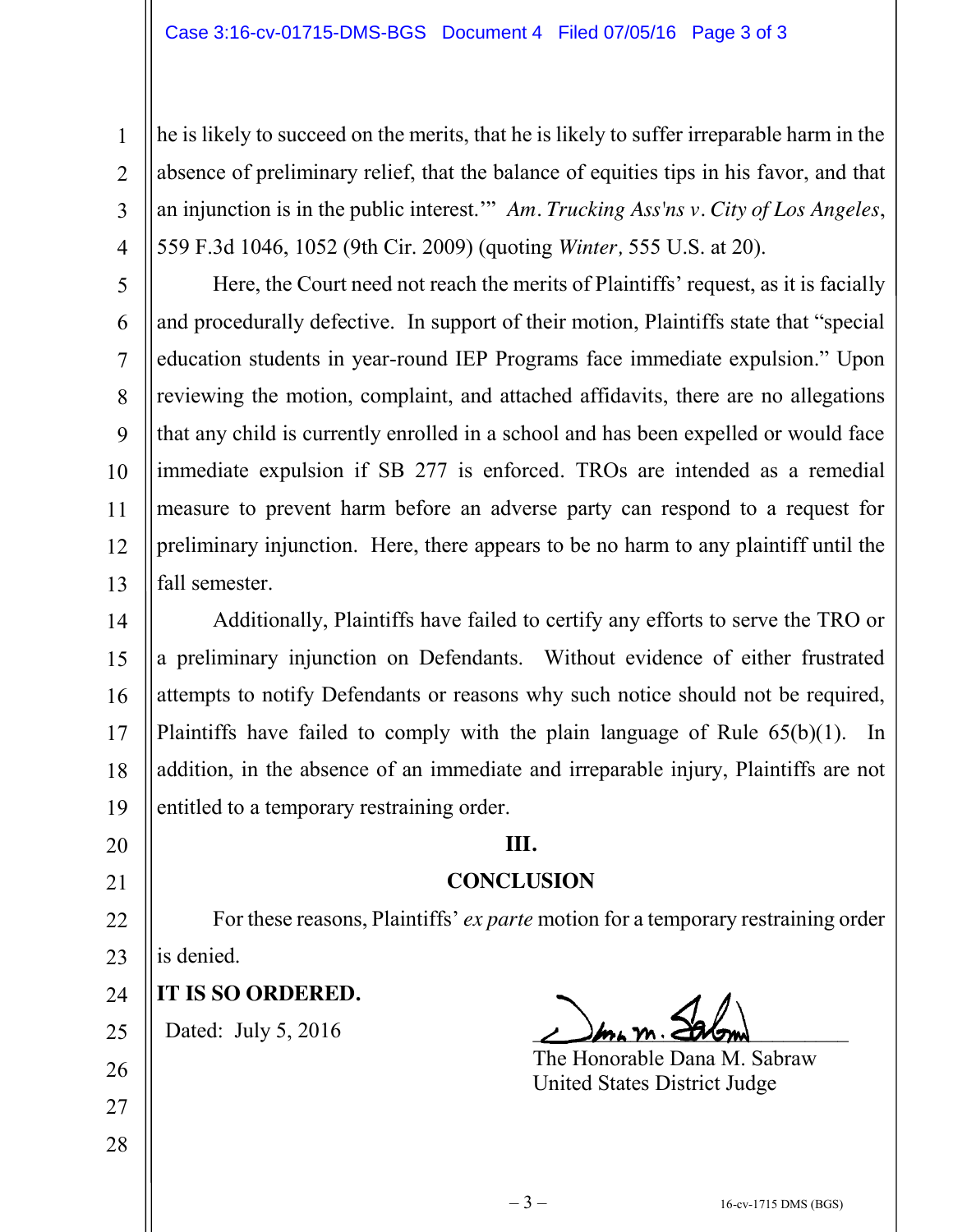he is likely to succeed on the merits, that he is likely to suffer irreparable harm in the absence of preliminary relief, that the balance of equities tips in his favor, and that an injunction is in the public interest.'" *Am. Trucking Ass'ns v. City of Los Angeles*, 559 F.3d 1046, 1052 (9th Cir. 2009) (quoting *Winter*, 555 U.S. at 20).

Here, the Court need not reach the merits of Plaintiffs' request, as it is facially and procedurally defective. In support of their motion, Plaintiffs state that "special education students in year-round IEP Programs face immediate expulsion." Upon reviewing the motion, complaint, and attached affidavits, there are no allegations that any child is currently enrolled in a school and has been expelled or would face immediate expulsion if SB 277 is enforced. TROs are intended as a remedial measure to prevent harm before an adverse party can respond to a request for preliminary injunction. Here, there appears to be no harm to any plaintiff until the fall semester.

Additionally, Plaintiffs have failed to certify any efforts to serve the TRO or a preliminary injunction on Defendants. Without evidence of either frustrated attempts to notify Defendants or reasons why such notice should not be required, Plaintiffs have failed to comply with the plain language of Rule 65(b)(1). In addition, in the absence of an immediate and irreparable injury, Plaintiffs are not entitled to a temporary restraining order.

## III.

## CONCLUSION

For these reasons, Plaintiffs' *ex parte* motion for a temporary restraining order is denied.

**IT IS SO ORDERED.**

Dated: July 5, 2016

The Honorable Dana M. Sabraw
United States District Judge